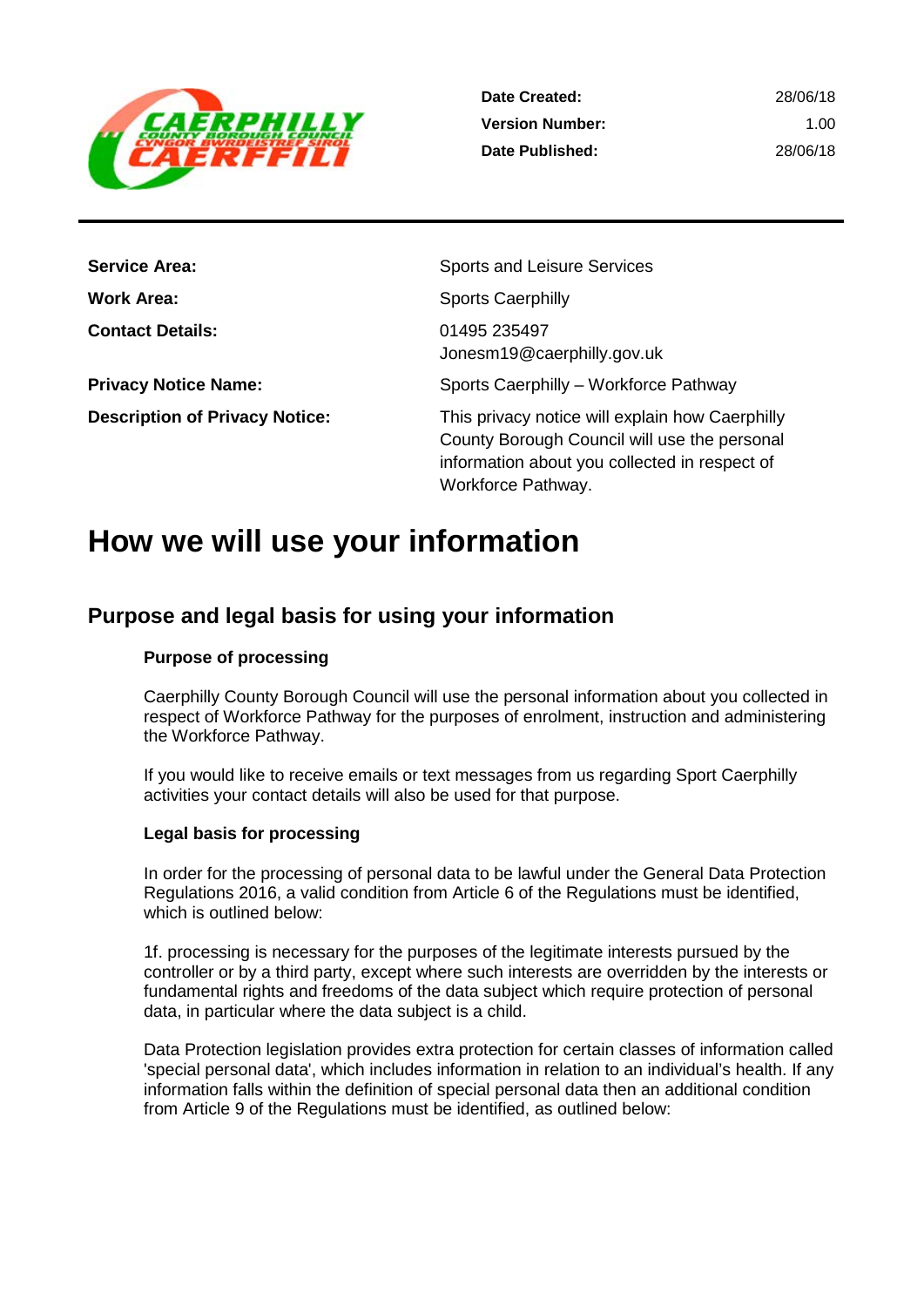| | |
|---|---|
| **Date Created:** | 28/06/18 |
| **Version Number:** | 1.00 |
| **Date Published:** | 28/06/18 |

| | |
|---|---|
| **Service Area:** | Sports and Leisure Services |
| **Work Area:** | Sports Caerphilly |
| **Contact Details:** | 01495 235497<br>Jonesm19@caerphilly.gov.uk |
| **Privacy Notice Name:** | Sports Caerphilly – Workforce Pathway |
| **Description of Privacy Notice:** | This privacy notice will explain how Caerphilly County Borough Council will use the personal information about you collected in respect of Workforce Pathway. |

# How we will use your information

## Purpose and legal basis for using your information

### Purpose of processing

Caerphilly County Borough Council will use the personal information about you collected in respect of Workforce Pathway for the purposes of enrolment, instruction and administering the Workforce Pathway.

If you would like to receive emails or text messages from us regarding Sport Caerphilly activities your contact details will also be used for that purpose.

### Legal basis for processing

In order for the processing of personal data to be lawful under the General Data Protection Regulations 2016, a valid condition from Article 6 of the Regulations must be identified, which is outlined below:

1f. processing is necessary for the purposes of the legitimate interests pursued by the controller or by a third party, except where such interests are overridden by the interests or fundamental rights and freedoms of the data subject which require protection of personal data, in particular where the data subject is a child.

Data Protection legislation provides extra protection for certain classes of information called 'special personal data', which includes information in relation to an individual's health. If any information falls within the definition of special personal data then an additional condition from Article 9 of the Regulations must be identified, as outlined below: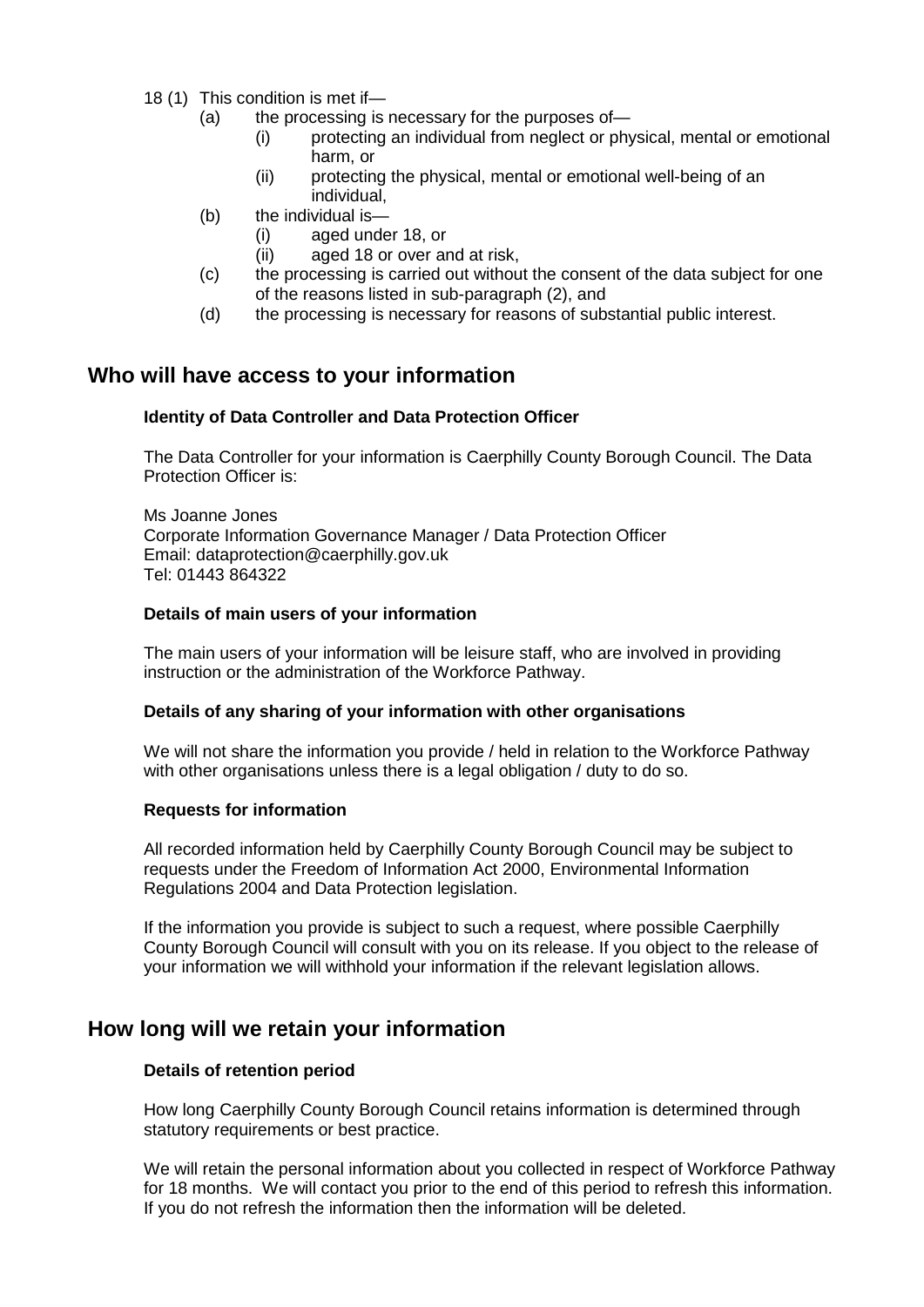18 (1) This condition is met if—

- (a) the processing is necessary for the purposes of—
  - (i) protecting an individual from neglect or physical, mental or emotional harm, or
  - (ii) protecting the physical, mental or emotional well-being of an individual,
- (b) the individual is—
  - (i) aged under 18, or
  - (ii) aged 18 or over and at risk,
- (c) the processing is carried out without the consent of the data subject for one of the reasons listed in sub-paragraph (2), and
- (d) the processing is necessary for reasons of substantial public interest.

## Who will have access to your information

### Identity of Data Controller and Data Protection Officer

The Data Controller for your information is Caerphilly County Borough Council. The Data Protection Officer is:

Ms Joanne Jones
Corporate Information Governance Manager / Data Protection Officer
Email: dataprotection@caerphilly.gov.uk
Tel: 01443 864322

### Details of main users of your information

The main users of your information will be leisure staff, who are involved in providing instruction or the administration of the Workforce Pathway.

### Details of any sharing of your information with other organisations

We will not share the information you provide / held in relation to the Workforce Pathway with other organisations unless there is a legal obligation / duty to do so.

### Requests for information

All recorded information held by Caerphilly County Borough Council may be subject to requests under the Freedom of Information Act 2000, Environmental Information Regulations 2004 and Data Protection legislation.

If the information you provide is subject to such a request, where possible Caerphilly County Borough Council will consult with you on its release. If you object to the release of your information we will withhold your information if the relevant legislation allows.

## How long will we retain your information

### Details of retention period

How long Caerphilly County Borough Council retains information is determined through statutory requirements or best practice.

We will retain the personal information about you collected in respect of Workforce Pathway for 18 months. We will contact you prior to the end of this period to refresh this information. If you do not refresh the information then the information will be deleted.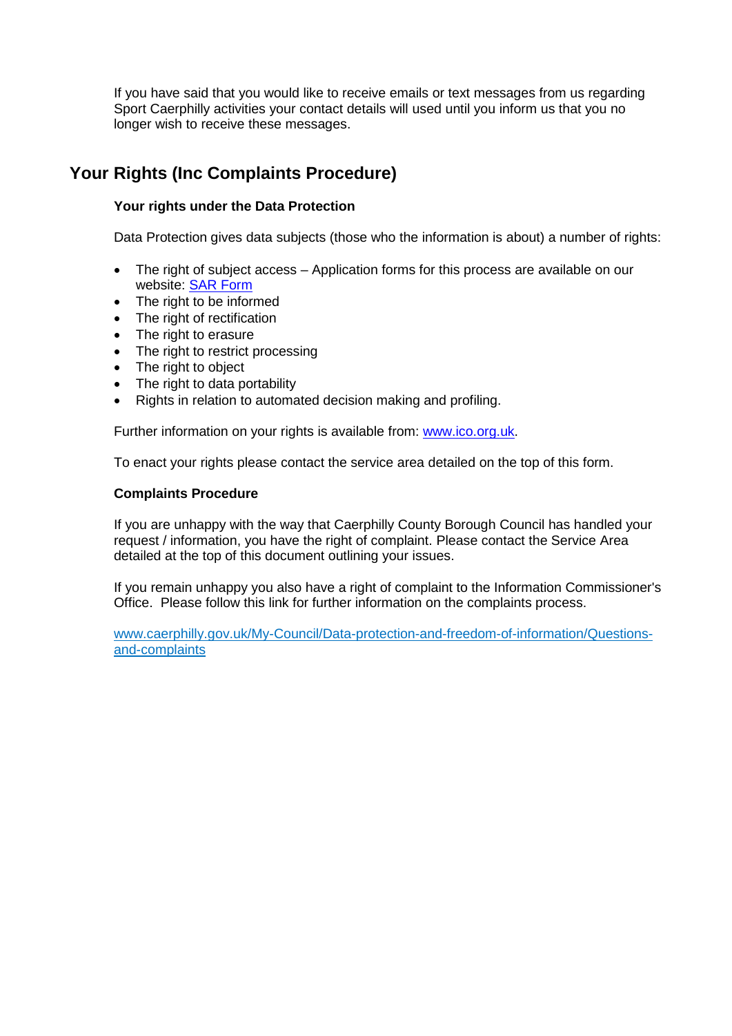If you have said that you would like to receive emails or text messages from us regarding Sport Caerphilly activities your contact details will used until you inform us that you no longer wish to receive these messages.

## Your Rights (Inc Complaints Procedure)

**Your rights under the Data Protection**

Data Protection gives data subjects (those who the information is about) a number of rights:

- The right of subject access – Application forms for this process are available on our website: [SAR Form]
- The right to be informed
- The right of rectification
- The right to erasure
- The right to restrict processing
- The right to object
- The right to data portability
- Rights in relation to automated decision making and profiling.

Further information on your rights is available from: www.ico.org.uk.

To enact your rights please contact the service area detailed on the top of this form.

**Complaints Procedure**

If you are unhappy with the way that Caerphilly County Borough Council has handled your request / information, you have the right of complaint. Please contact the Service Area detailed at the top of this document outlining your issues.

If you remain unhappy you also have a right of complaint to the Information Commissioner's Office. Please follow this link for further information on the complaints process.

www.caerphilly.gov.uk/My-Council/Data-protection-and-freedom-of-information/Questions-and-complaints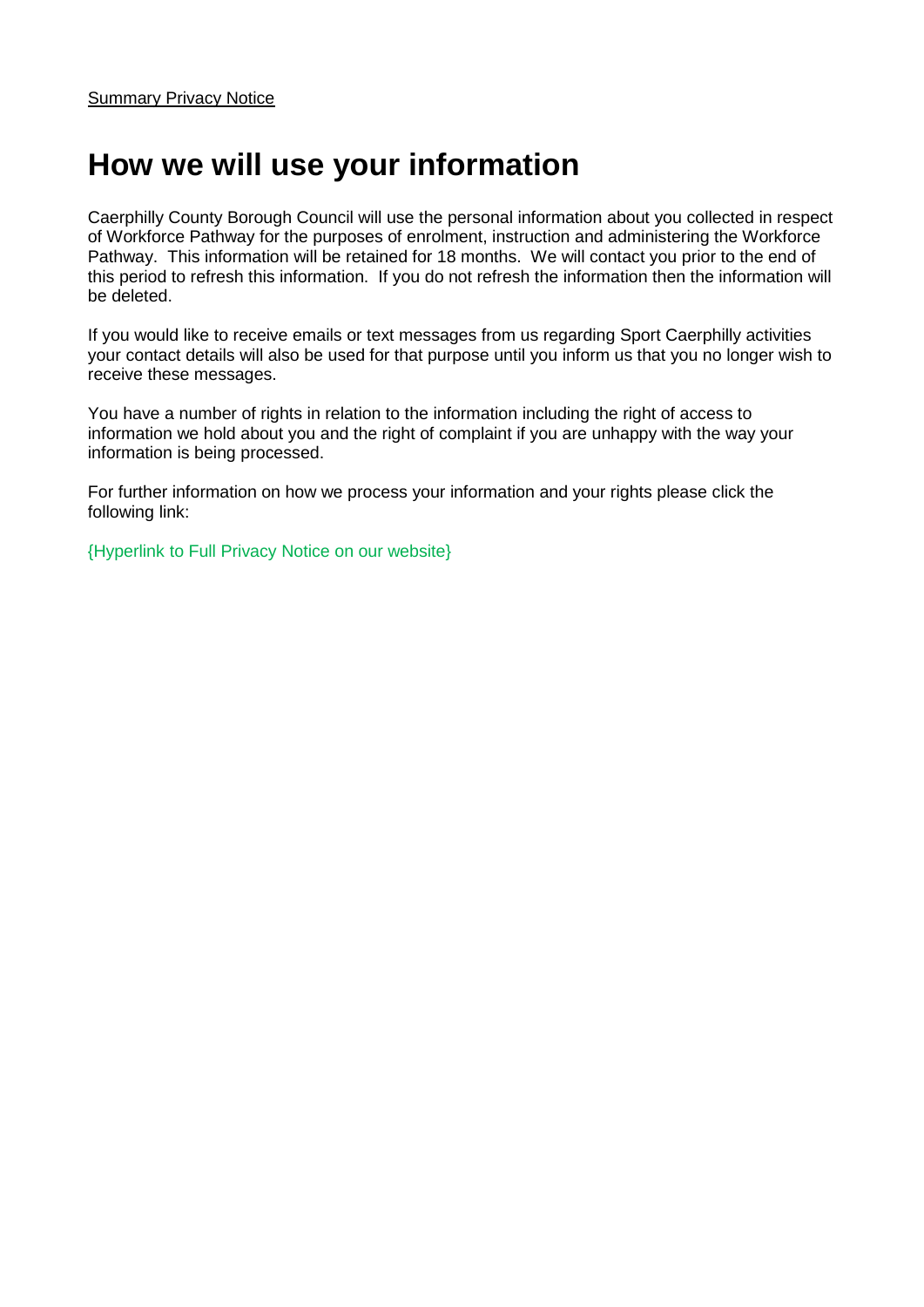Summary Privacy Notice

# How we will use your information

Caerphilly County Borough Council will use the personal information about you collected in respect of Workforce Pathway for the purposes of enrolment, instruction and administering the Workforce Pathway. This information will be retained for 18 months. We will contact you prior to the end of this period to refresh this information. If you do not refresh the information then the information will be deleted.

If you would like to receive emails or text messages from us regarding Sport Caerphilly activities your contact details will also be used for that purpose until you inform us that you no longer wish to receive these messages.

You have a number of rights in relation to the information including the right of access to information we hold about you and the right of complaint if you are unhappy with the way your information is being processed.

For further information on how we process your information and your rights please click the following link:

{Hyperlink to Full Privacy Notice on our website}